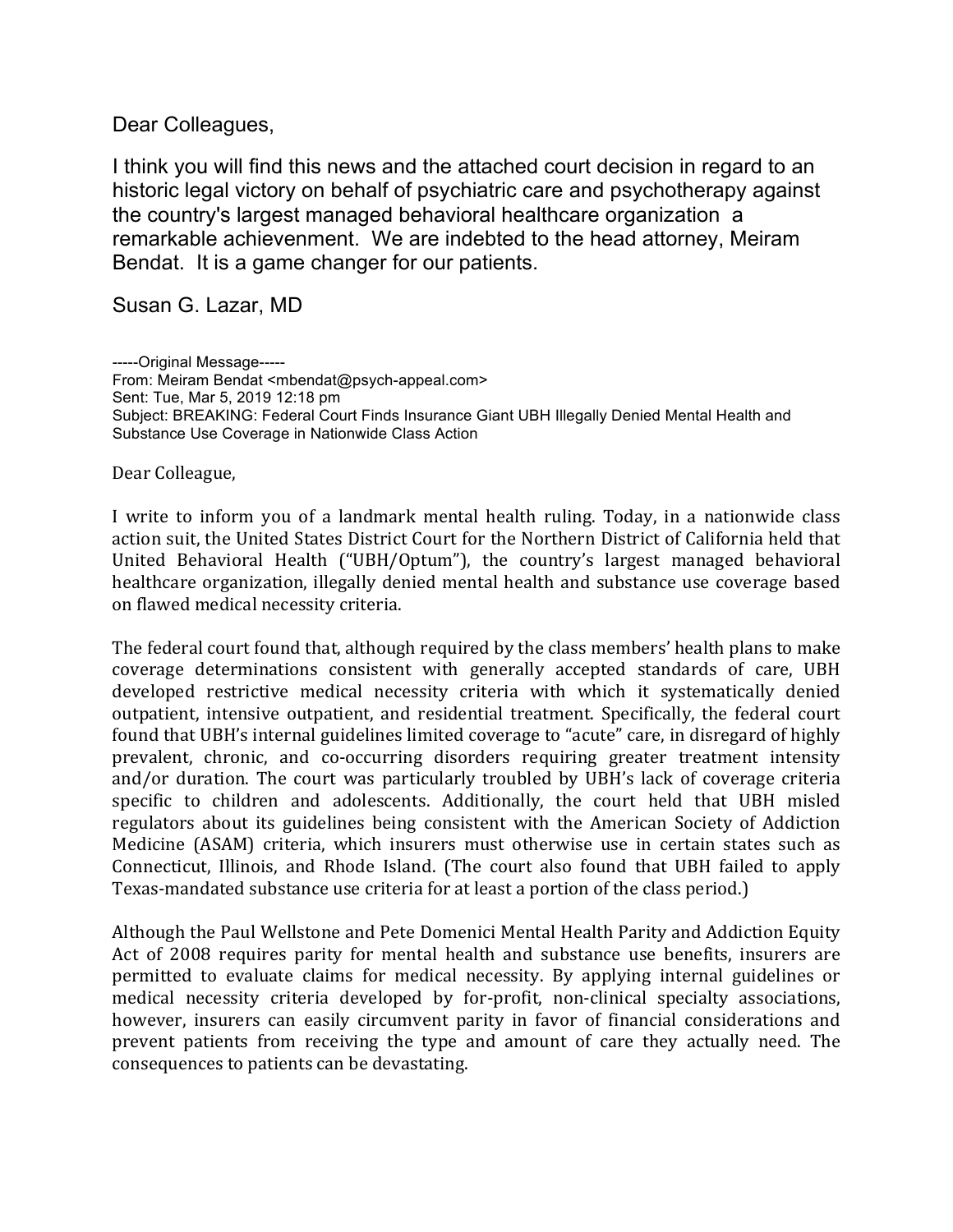Dear Colleagues,

I think you will find this news and the attached court decision in regard to an historic legal victory on behalf of psychiatric care and psychotherapy against the country's largest managed behavioral healthcare organization a remarkable achievenment. We are indebted to the head attorney, Meiram Bendat. It is a game changer for our patients.

Susan G. Lazar, MD

-----Original Message-----
From: Meiram Bendat <mbendat@psych-appeal.com>
Sent: Tue, Mar 5, 2019 12:18 pm
Subject: BREAKING: Federal Court Finds Insurance Giant UBH Illegally Denied Mental Health and Substance Use Coverage in Nationwide Class Action

Dear Colleague,

I write to inform you of a landmark mental health ruling. Today, in a nationwide class action suit, the United States District Court for the Northern District of California held that United Behavioral Health ("UBH/Optum"), the country's largest managed behavioral healthcare organization, illegally denied mental health and substance use coverage based on flawed medical necessity criteria.

The federal court found that, although required by the class members' health plans to make coverage determinations consistent with generally accepted standards of care, UBH developed restrictive medical necessity criteria with which it systematically denied outpatient, intensive outpatient, and residential treatment. Specifically, the federal court found that UBH's internal guidelines limited coverage to "acute" care, in disregard of highly prevalent, chronic, and co-occurring disorders requiring greater treatment intensity and/or duration. The court was particularly troubled by UBH's lack of coverage criteria specific to children and adolescents. Additionally, the court held that UBH misled regulators about its guidelines being consistent with the American Society of Addiction Medicine (ASAM) criteria, which insurers must otherwise use in certain states such as Connecticut, Illinois, and Rhode Island. (The court also found that UBH failed to apply Texas-mandated substance use criteria for at least a portion of the class period.)

Although the Paul Wellstone and Pete Domenici Mental Health Parity and Addiction Equity Act of 2008 requires parity for mental health and substance use benefits, insurers are permitted to evaluate claims for medical necessity. By applying internal guidelines or medical necessity criteria developed by for-profit, non-clinical specialty associations, however, insurers can easily circumvent parity in favor of financial considerations and prevent patients from receiving the type and amount of care they actually need. The consequences to patients can be devastating.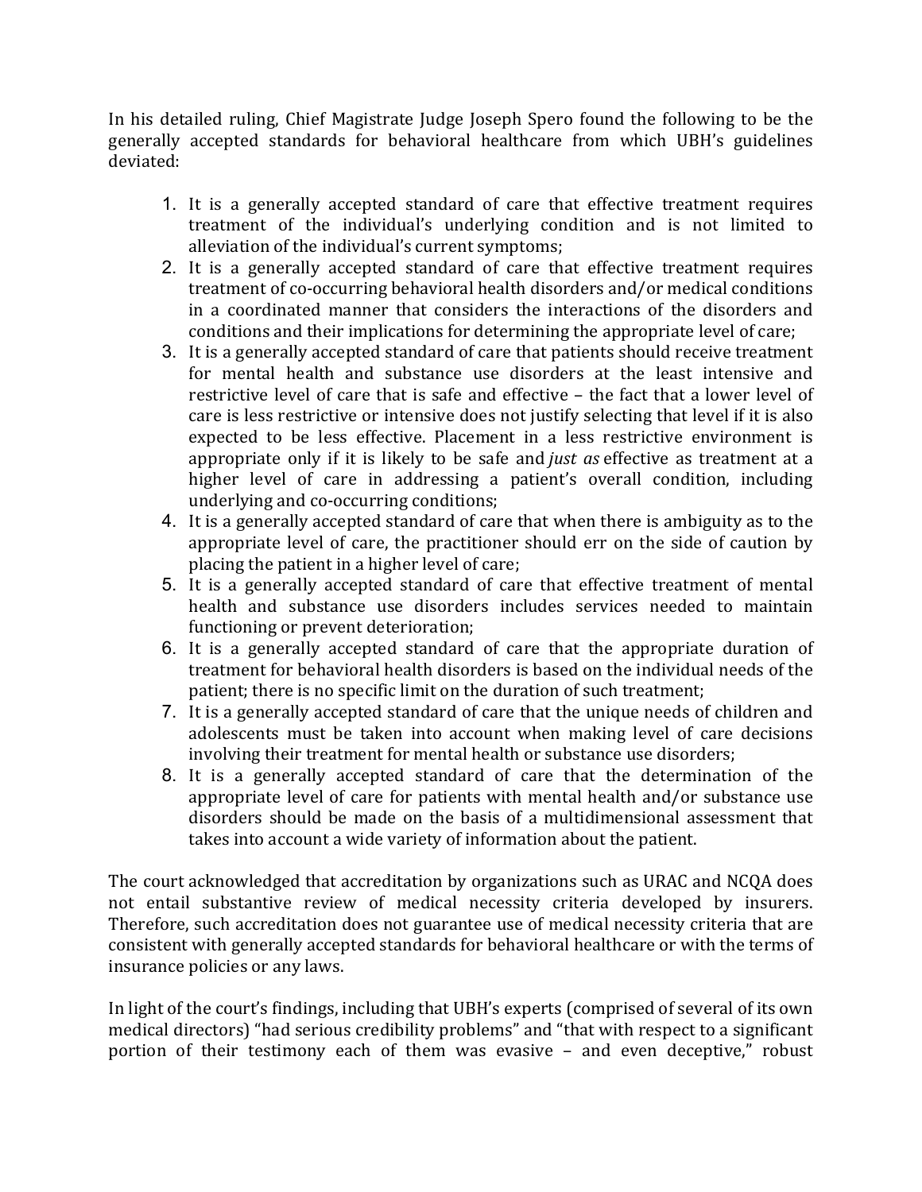In his detailed ruling, Chief Magistrate Judge Joseph Spero found the following to be the generally accepted standards for behavioral healthcare from which UBH's guidelines deviated:

1. It is a generally accepted standard of care that effective treatment requires treatment of the individual's underlying condition and is not limited to alleviation of the individual's current symptoms;
2. It is a generally accepted standard of care that effective treatment requires treatment of co-occurring behavioral health disorders and/or medical conditions in a coordinated manner that considers the interactions of the disorders and conditions and their implications for determining the appropriate level of care;
3. It is a generally accepted standard of care that patients should receive treatment for mental health and substance use disorders at the least intensive and restrictive level of care that is safe and effective – the fact that a lower level of care is less restrictive or intensive does not justify selecting that level if it is also expected to be less effective. Placement in a less restrictive environment is appropriate only if it is likely to be safe and *just as* effective as treatment at a higher level of care in addressing a patient's overall condition, including underlying and co-occurring conditions;
4. It is a generally accepted standard of care that when there is ambiguity as to the appropriate level of care, the practitioner should err on the side of caution by placing the patient in a higher level of care;
5. It is a generally accepted standard of care that effective treatment of mental health and substance use disorders includes services needed to maintain functioning or prevent deterioration;
6. It is a generally accepted standard of care that the appropriate duration of treatment for behavioral health disorders is based on the individual needs of the patient; there is no specific limit on the duration of such treatment;
7. It is a generally accepted standard of care that the unique needs of children and adolescents must be taken into account when making level of care decisions involving their treatment for mental health or substance use disorders;
8. It is a generally accepted standard of care that the determination of the appropriate level of care for patients with mental health and/or substance use disorders should be made on the basis of a multidimensional assessment that takes into account a wide variety of information about the patient.

The court acknowledged that accreditation by organizations such as URAC and NCQA does not entail substantive review of medical necessity criteria developed by insurers. Therefore, such accreditation does not guarantee use of medical necessity criteria that are consistent with generally accepted standards for behavioral healthcare or with the terms of insurance policies or any laws.

In light of the court's findings, including that UBH's experts (comprised of several of its own medical directors) "had serious credibility problems" and "that with respect to a significant portion of their testimony each of them was evasive – and even deceptive," robust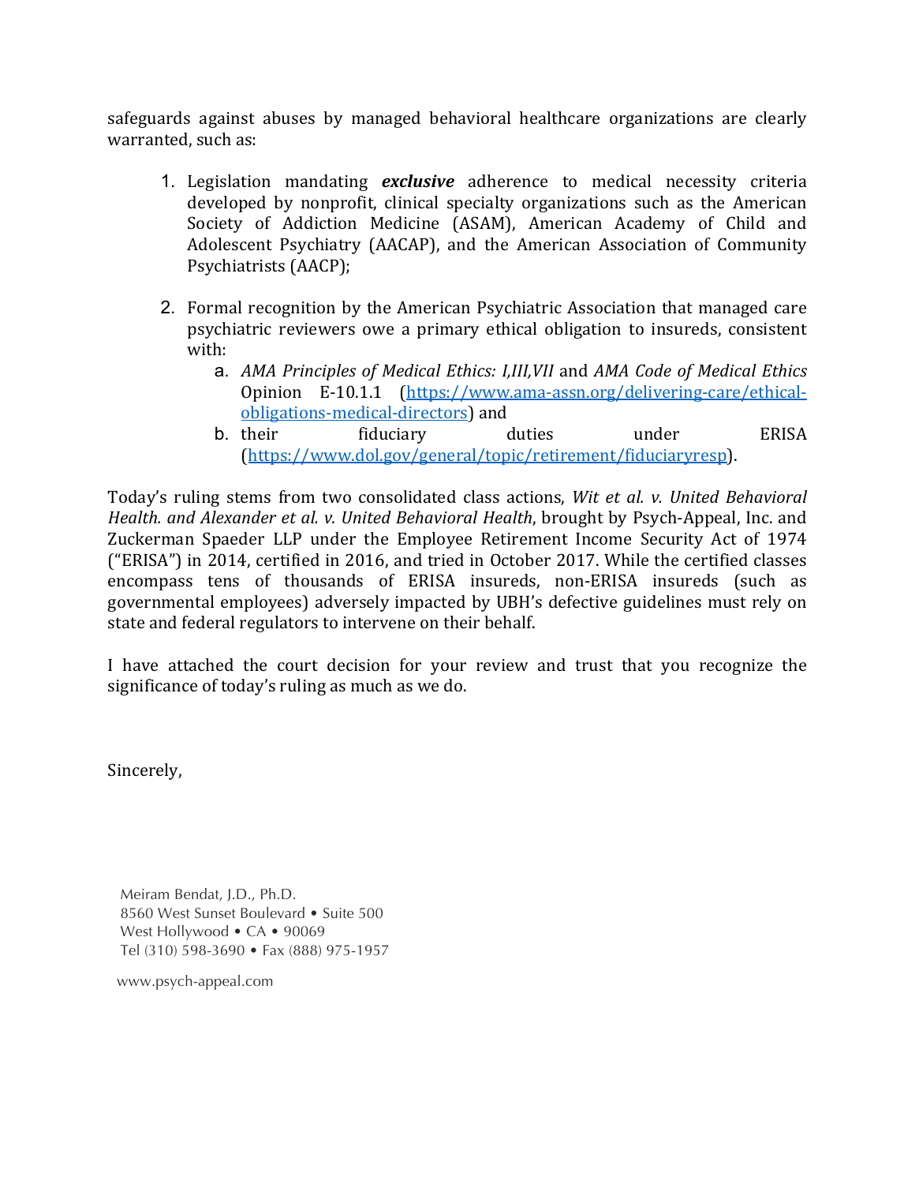safeguards against abuses by managed behavioral healthcare organizations are clearly warranted, such as:

1. Legislation mandating ***exclusive*** adherence to medical necessity criteria developed by nonprofit, clinical specialty organizations such as the American Society of Addiction Medicine (ASAM), American Academy of Child and Adolescent Psychiatry (AACAP), and the American Association of Community Psychiatrists (AACP);

2. Formal recognition by the American Psychiatric Association that managed care psychiatric reviewers owe a primary ethical obligation to insureds, consistent with:
   a. *AMA Principles of Medical Ethics: I,III,VII* and *AMA Code of Medical Ethics* Opinion E-10.1.1 ([https://www.ama-assn.org/delivering-care/ethical-obligations-medical-directors](https://www.ama-assn.org/delivering-care/ethical-obligations-medical-directors)) and
   b. their fiduciary duties under ERISA ([https://www.dol.gov/general/topic/retirement/fiduciaryresp](https://www.dol.gov/general/topic/retirement/fiduciaryresp)).

Today's ruling stems from two consolidated class actions, *Wit et al. v. United Behavioral Health. and Alexander et al. v. United Behavioral Health*, brought by Psych-Appeal, Inc. and Zuckerman Spaeder LLP under the Employee Retirement Income Security Act of 1974 ("ERISA") in 2014, certified in 2016, and tried in October 2017. While the certified classes encompass tens of thousands of ERISA insureds, non-ERISA insureds (such as governmental employees) adversely impacted by UBH's defective guidelines must rely on state and federal regulators to intervene on their behalf.

I have attached the court decision for your review and trust that you recognize the significance of today's ruling as much as we do.

Sincerely,

Meiram Bendat, J.D., Ph.D.
8560 West Sunset Boulevard • Suite 500
West Hollywood • CA • 90069
Tel (310) 598-3690 • Fax (888) 975-1957

www.psych-appeal.com